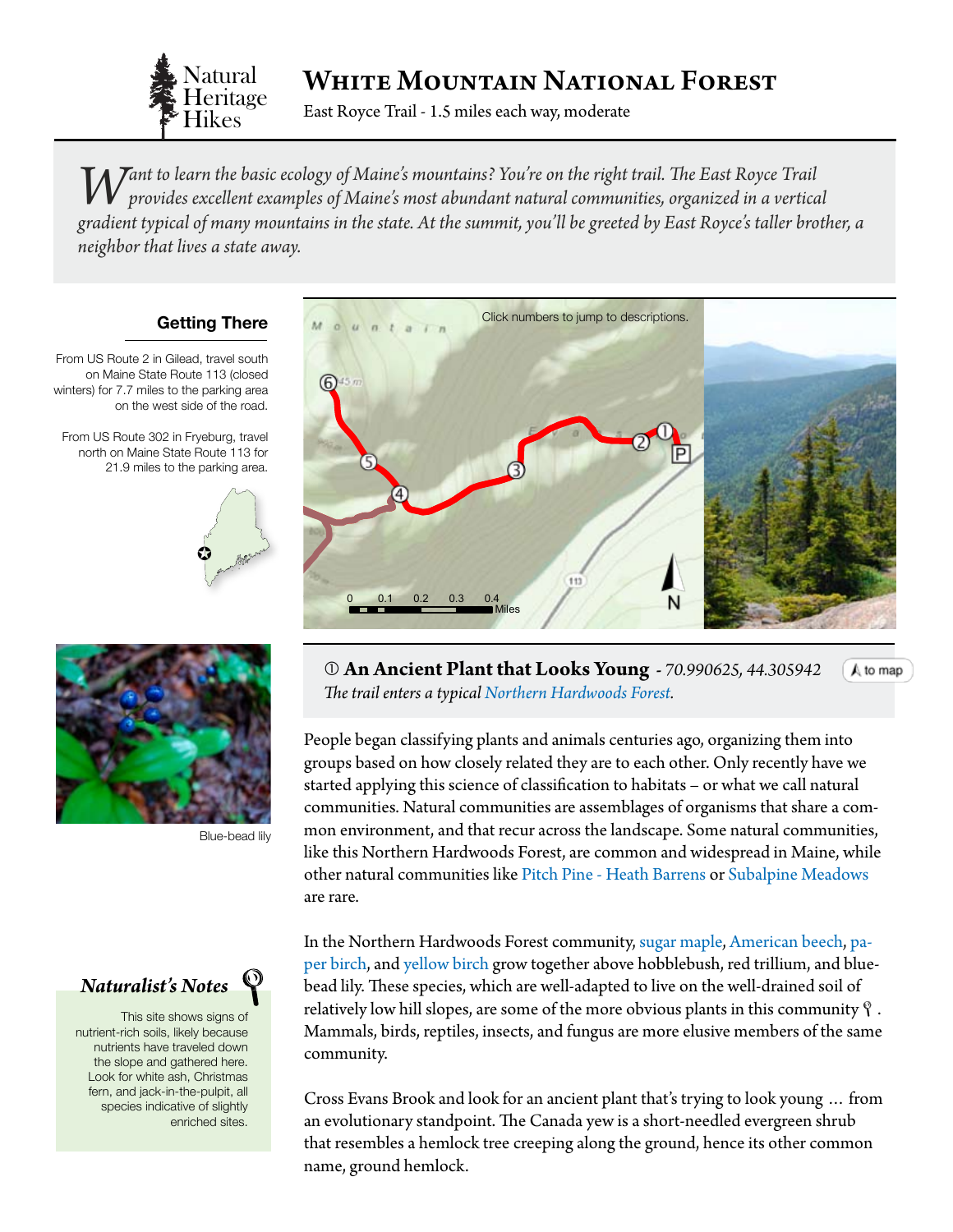# White Mountain National Forest

East Royce Trail - 1.5 miles each way, moderate

*Want to learn the basic ecology of Maine's mountains? You're on the right trail. The East Royce Trail provides excellent examples of Maine's most abundant natural communities, organized in a vertical gradient typical of many mountains in the state. At the summit, you'll be greeted by East Royce's taller brother, a neighbor that lives a state away.*

### Getting There

From US Route 2 in Gilead, travel south on Maine State Route 113 (closed winters) for 7.7 miles to the parking area on the west side of the road.

From US Route 302 in Fryeburg, travel north on Maine State Route 113 for 21.9 miles to the parking area.

Click numbers to jump to descriptions.

Blue-bead lily

### ① An Ancient Plant that Looks Young - *70.990625, 44.305942*

*The trail enters a typical Northern Hardwoods Forest.*

People began classifying plants and animals centuries ago, organizing them into groups based on how closely related they are to each other. Only recently have we started applying this science of classification to habitats – or what we call natural communities. Natural communities are assemblages of organisms that share a common environment, and that recur across the landscape. Some natural communities, like this Northern Hardwoods Forest, are common and widespread in Maine, while other natural communities like Pitch Pine - Heath Barrens or Subalpine Meadows are rare.

In the Northern Hardwoods Forest community, sugar maple, American beech, paper birch, and yellow birch grow together above hobblebush, red trillium, and blue-bead lily. These species, which are well-adapted to live on the well-drained soil of relatively low hill slopes, are some of the more obvious plants in this community. Mammals, birds, reptiles, insects, and fungus are more elusive members of the same community.

Cross Evans Brook and look for an ancient plant that's trying to look young … from an evolutionary standpoint. The Canada yew is a short-needled evergreen shrub that resembles a hemlock tree creeping along the ground, hence its other common name, ground hemlock.

### *Naturalist's Notes*

This site shows signs of nutrient-rich soils, likely because nutrients have traveled down the slope and gathered here. Look for white ash, Christmas fern, and jack-in-the-pulpit, all species indicative of slightly enriched sites.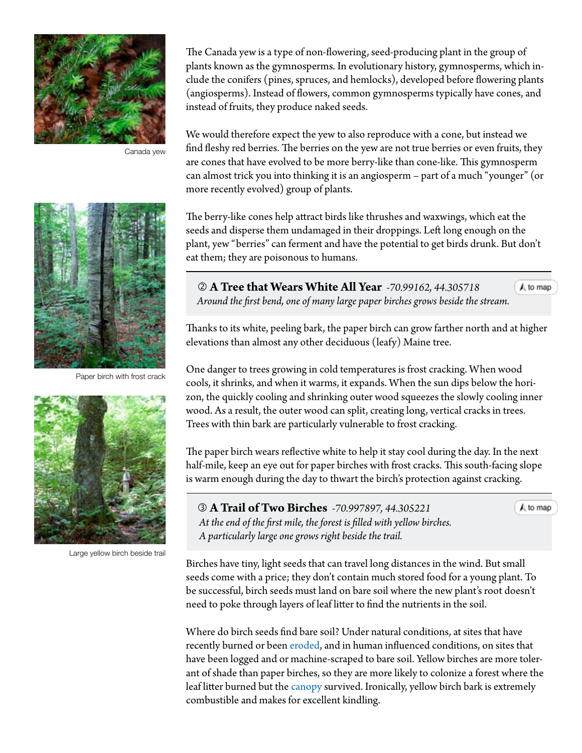Canada yew

The Canada yew is a type of non-flowering, seed-producing plant in the group of plants known as the gymnosperms. In evolutionary history, gymnosperms, which include the conifers (pines, spruces, and hemlocks), developed before flowering plants (angiosperms). Instead of flowers, common gymnosperms typically have cones, and instead of fruits, they produce naked seeds.

We would therefore expect the yew to also reproduce with a cone, but instead we find fleshy red berries. The berries on the yew are not true berries or even fruits, they are cones that have evolved to be more berry-like than cone-like. This gymnosperm can almost trick you into thinking it is an angiosperm – part of a much "younger" (or more recently evolved) group of plants.

The berry-like cones help attract birds like thrushes and waxwings, which eat the seeds and disperse them undamaged in their droppings. Left long enough on the plant, yew "berries" can ferment and have the potential to get birds drunk. But don't eat them; they are poisonous to humans.

### ② A Tree that Wears White All Year *-70.99162, 44.305718*

to map

*Around the first bend, one of many large paper birches grows beside the stream.*

Paper birch with frost crack

Thanks to its white, peeling bark, the paper birch can grow farther north and at higher elevations than almost any other deciduous (leafy) Maine tree.

One danger to trees growing in cold temperatures is frost cracking. When wood cools, it shrinks, and when it warms, it expands. When the sun dips below the horizon, the quickly cooling and shrinking outer wood squeezes the slowly cooling inner wood. As a result, the outer wood can split, creating long, vertical cracks in trees. Trees with thin bark are particularly vulnerable to frost cracking.

The paper birch wears reflective white to help it stay cool during the day. In the next half-mile, keep an eye out for paper birches with frost cracks. This south-facing slope is warm enough during the day to thwart the birch's protection against cracking.

### ③ A Trail of Two Birches *-70.997897, 44.305221*

to map

*At the end of the first mile, the forest is filled with yellow birches.*
*A particularly large one grows right beside the trail.*

Large yellow birch beside trail

Birches have tiny, light seeds that can travel long distances in the wind. But small seeds come with a price; they don't contain much stored food for a young plant. To be successful, birch seeds must land on bare soil where the new plant's root doesn't need to poke through layers of leaf litter to find the nutrients in the soil.

Where do birch seeds find bare soil? Under natural conditions, at sites that have recently burned or been eroded, and in human influenced conditions, on sites that have been logged and or machine-scraped to bare soil. Yellow birches are more tolerant of shade than paper birches, so they are more likely to colonize a forest where the leaf litter burned but the canopy survived. Ironically, yellow birch bark is extremely combustible and makes for excellent kindling.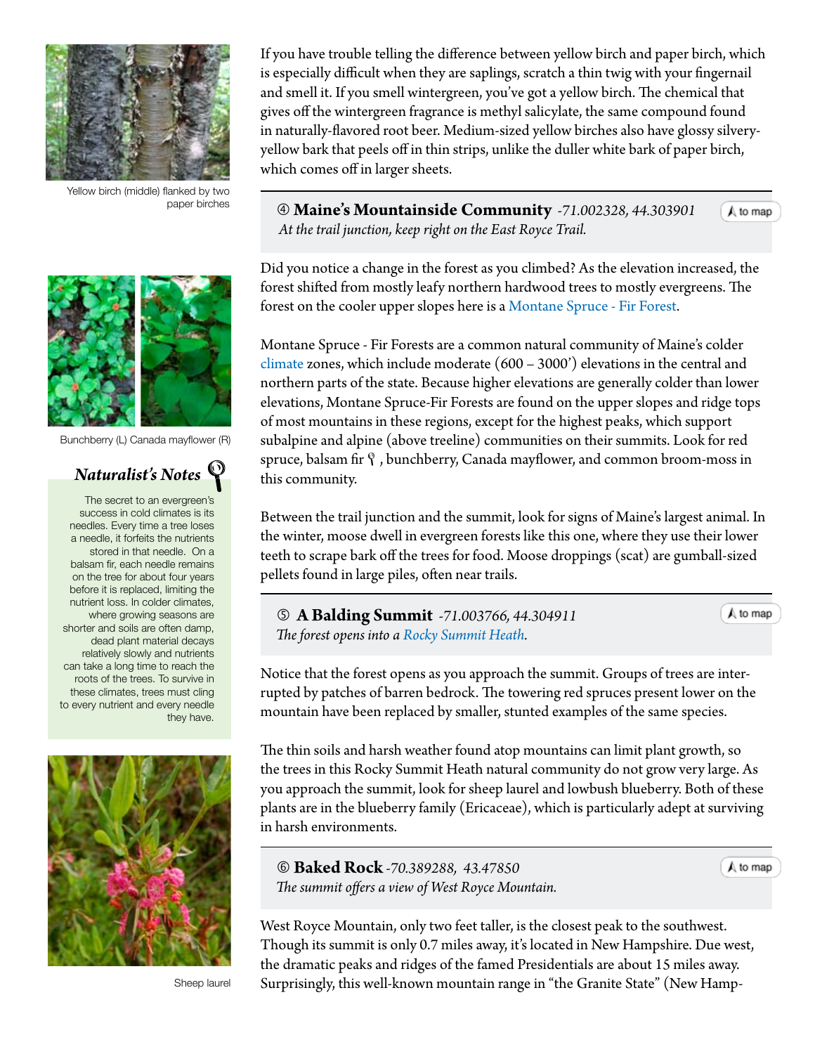If you have trouble telling the difference between yellow birch and paper birch, which is especially difficult when they are saplings, scratch a thin twig with your fingernail and smell it. If you smell wintergreen, you've got a yellow birch. The chemical that gives off the wintergreen fragrance is methyl salicylate, the same compound found in naturally-flavored root beer. Medium-sized yellow birches also have glossy silvery-yellow bark that peels off in thin strips, unlike the duller white bark of paper birch, which comes off in larger sheets.

Yellow birch (middle) flanked by two paper birches

### ④ Maine's Mountainside Community -71.002328, 44.303901

*At the trail junction, keep right on the East Royce Trail.*

to map

Did you notice a change in the forest as you climbed? As the elevation increased, the forest shifted from mostly leafy northern hardwood trees to mostly evergreens. The forest on the cooler upper slopes here is a Montane Spruce - Fir Forest.

Montane Spruce - Fir Forests are a common natural community of Maine's colder climate zones, which include moderate (600 – 3000') elevations in the central and northern parts of the state. Because higher elevations are generally colder than lower elevations, Montane Spruce-Fir Forests are found on the upper slopes and ridge tops of most mountains in these regions, except for the highest peaks, which support subalpine and alpine (above treeline) communities on their summits. Look for red spruce, balsam fir, bunchberry, Canada mayflower, and common broom-moss in this community.

Bunchberry (L) Canada mayflower (R)

Between the trail junction and the summit, look for signs of Maine's largest animal. In the winter, moose dwell in evergreen forests like this one, where they use their lower teeth to scrape bark off the trees for food. Moose droppings (scat) are gumball-sized pellets found in large piles, often near trails.

#### *Naturalist's Notes*

The secret to an evergreen's success in cold climates is its needles. Every time a tree loses a needle, it forfeits the nutrients stored in that needle. On a balsam fir, each needle remains on the tree for about four years before it is replaced, limiting the nutrient loss. In colder climates, where growing seasons are shorter and soils are often damp, dead plant material decays relatively slowly and nutrients can take a long time to reach the roots of the trees. To survive in these climates, trees must cling to every nutrient and every needle they have.

### ⑤ A Balding Summit -71.003766, 44.304911

*The forest opens into a Rocky Summit Heath.*

to map

Notice that the forest opens as you approach the summit. Groups of trees are interrupted by patches of barren bedrock. The towering red spruces present lower on the mountain have been replaced by smaller, stunted examples of the same species.

The thin soils and harsh weather found atop mountains can limit plant growth, so the trees in this Rocky Summit Heath natural community do not grow very large. As you approach the summit, look for sheep laurel and lowbush blueberry. Both of these plants are in the blueberry family (Ericaceae), which is particularly adept at surviving in harsh environments.

Sheep laurel

### ⑥ Baked Rock -70.389288, 43.47850

*The summit offers a view of West Royce Mountain.*

to map

West Royce Mountain, only two feet taller, is the closest peak to the southwest. Though its summit is only 0.7 miles away, it's located in New Hampshire. Due west, the dramatic peaks and ridges of the famed Presidentials are about 15 miles away. Surprisingly, this well-known mountain range in "the Granite State" (New Hamp-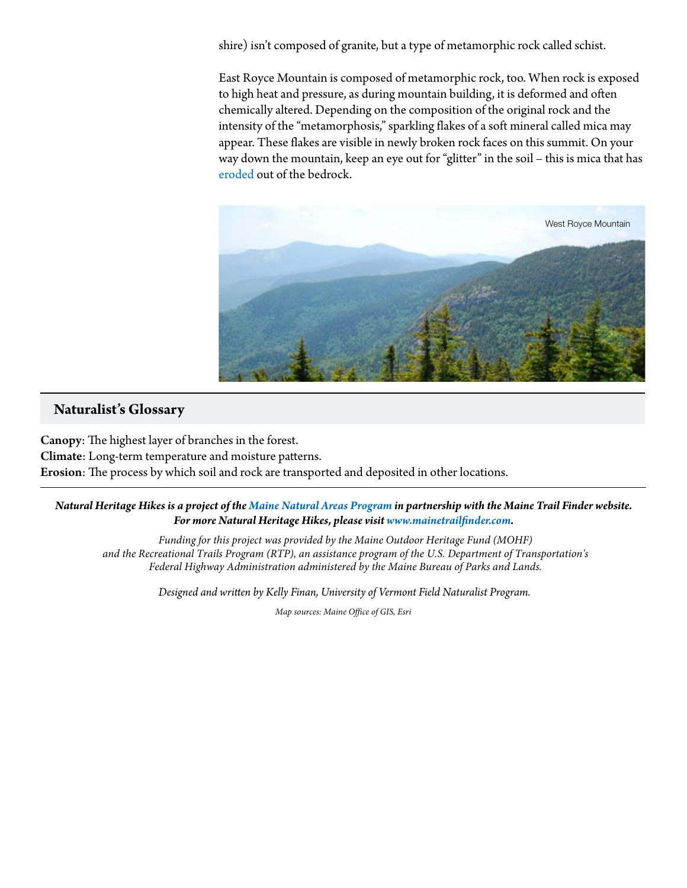shire) isn't composed of granite, but a type of metamorphic rock called schist.

East Royce Mountain is composed of metamorphic rock, too. When rock is exposed to high heat and pressure, as during mountain building, it is deformed and often chemically altered. Depending on the composition of the original rock and the intensity of the "metamorphosis," sparkling flakes of a soft mineral called mica may appear. These flakes are visible in newly broken rock faces on this summit. On your way down the mountain, keep an eye out for "glitter" in the soil – this is mica that has eroded out of the bedrock.

West Royce Mountain

## Naturalist's Glossary

**Canopy**: The highest layer of branches in the forest.
**Climate**: Long-term temperature and moisture patterns.
**Erosion**: The process by which soil and rock are transported and deposited in other locations.

***Natural Heritage Hikes is a project of the Maine Natural Areas Program in partnership with the Maine Trail Finder website. For more Natural Heritage Hikes, please visit www.mainetrailfinder.com.***

*Funding for this project was provided by the Maine Outdoor Heritage Fund (MOHF) and the Recreational Trails Program (RTP), an assistance program of the U.S. Department of Transportation's Federal Highway Administration administered by the Maine Bureau of Parks and Lands.*

*Designed and written by Kelly Finan, University of Vermont Field Naturalist Program.*

*Map sources: Maine Office of GIS, Esri*